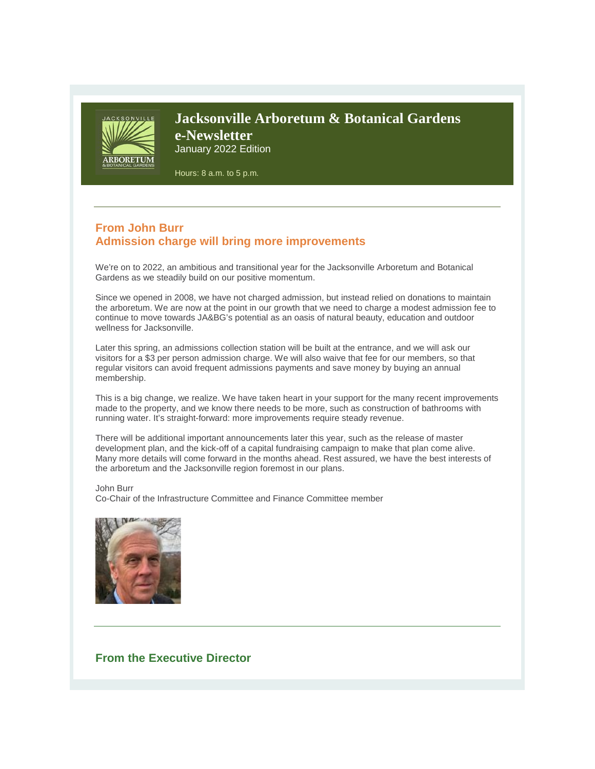# Jacksonville Arboretum & Botanical Gardens e-Newsletter

January 2022 Edition

Hours: 8 a.m. to 5 p.m.

---

## From John Burr
## Admission charge will bring more improvements

We're on to 2022, an ambitious and transitional year for the Jacksonville Arboretum and Botanical Gardens as we steadily build on our positive momentum.

Since we opened in 2008, we have not charged admission, but instead relied on donations to maintain the arboretum. We are now at the point in our growth that we need to charge a modest admission fee to continue to move towards JA&BG's potential as an oasis of natural beauty, education and outdoor wellness for Jacksonville.

Later this spring, an admissions collection station will be built at the entrance, and we will ask our visitors for a $3 per person admission charge. We will also waive that fee for our members, so that regular visitors can avoid frequent admissions payments and save money by buying an annual membership.

This is a big change, we realize. We have taken heart in your support for the many recent improvements made to the property, and we know there needs to be more, such as construction of bathrooms with running water. It's straight-forward: more improvements require steady revenue.

There will be additional important announcements later this year, such as the release of master development plan, and the kick-off of a capital fundraising campaign to make that plan come alive. Many more details will come forward in the months ahead. Rest assured, we have the best interests of the arboretum and the Jacksonville region foremost in our plans.

John Burr
Co-Chair of the Infrastructure Committee and Finance Committee member

---

## From the Executive Director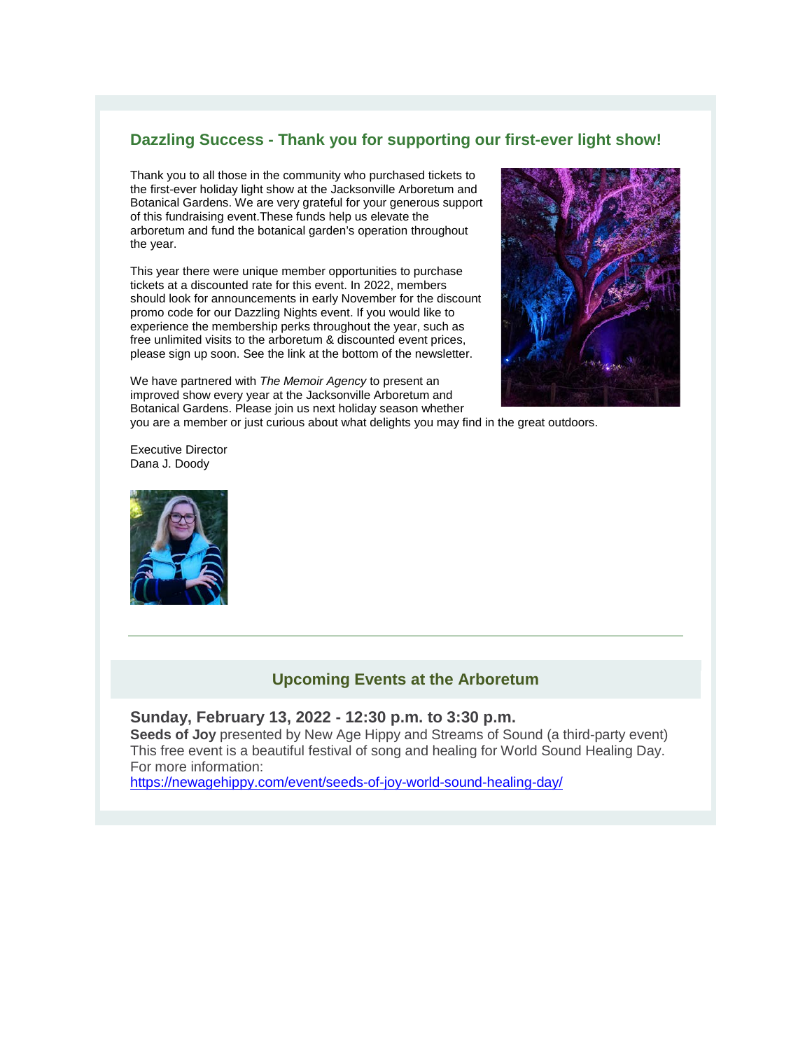## Dazzling Success - Thank you for supporting our first-ever light show!

Thank you to all those in the community who purchased tickets to the first-ever holiday light show at the Jacksonville Arboretum and Botanical Gardens. We are very grateful for your generous support of this fundraising event.These funds help us elevate the arboretum and fund the botanical garden's operation throughout the year.

This year there were unique member opportunities to purchase tickets at a discounted rate for this event. In 2022, members should look for announcements in early November for the discount promo code for our Dazzling Nights event. If you would like to experience the membership perks throughout the year, such as free unlimited visits to the arboretum & discounted event prices, please sign up soon. See the link at the bottom of the newsletter.

We have partnered with *The Memoir Agency* to present an improved show every year at the Jacksonville Arboretum and Botanical Gardens. Please join us next holiday season whether you are a member or just curious about what delights you may find in the great outdoors.

Executive Director
Dana J. Doody

---

## Upcoming Events at the Arboretum

### Sunday, February 13, 2022 - 12:30 p.m. to 3:30 p.m.

**Seeds of Joy** presented by New Age Hippy and Streams of Sound (a third-party event)
This free event is a beautiful festival of song and healing for World Sound Healing Day.
For more information:
https://newagehippy.com/event/seeds-of-joy-world-sound-healing-day/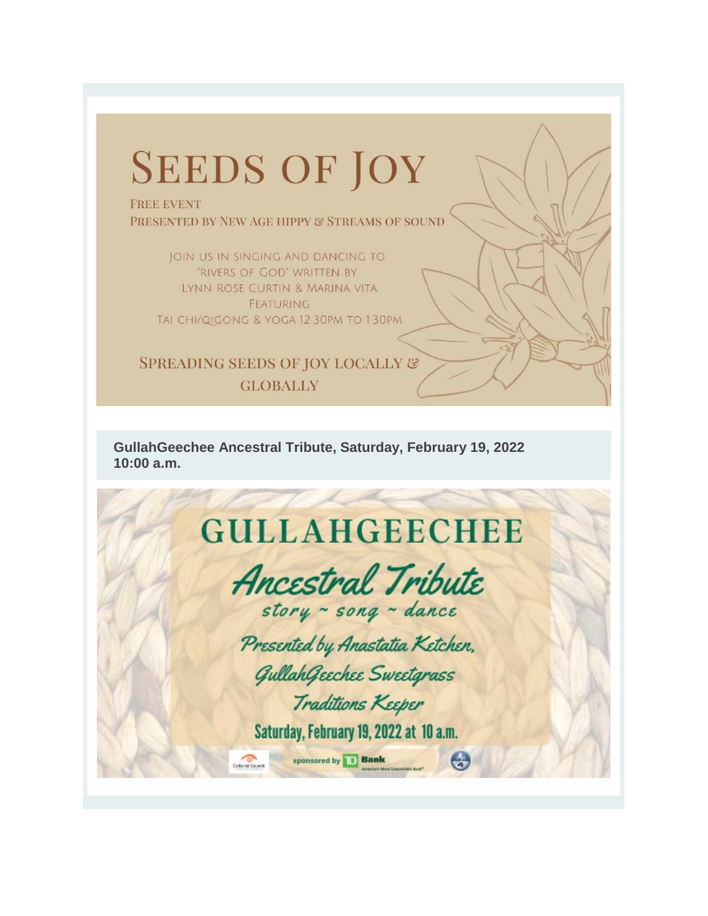# SEEDS OF JOY

FREE EVENT

PRESENTED BY NEW AGE HIPPY & STREAMS OF SOUND

JOIN US IN SINGING AND DANCING TO "RIVERS OF GOD" WRITTEN BY LYNN ROSE CURTIN & MARINA VITA FEATURING TAI CHI/QIGONG & YOGA 12:30PM TO 1:30PM

SPREADING SEEDS OF JOY LOCALLY & GLOBALLY

**GullahGeechee Ancestral Tribute, Saturday, February 19, 2022 10:00 a.m.**

# GULLAHGEECHEE

## *Ancestral Tribute*

*story ~ song ~ dance*

*Presented by Anastatia Ketchen, GullahGeechee Sweetgrass Traditions Keeper*

Saturday, February 19, 2022 at 10 a.m.

sponsored by TD Bank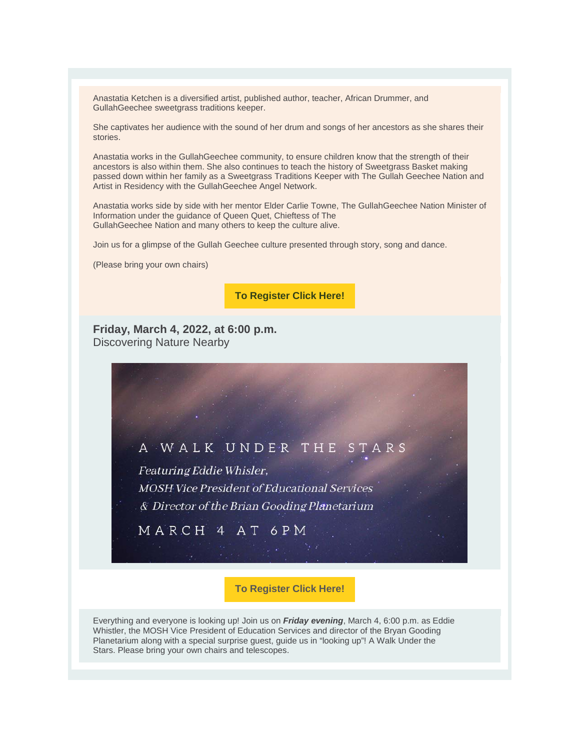Anastatia Ketchen is a diversified artist, published author, teacher, African Drummer, and GullahGeechee sweetgrass traditions keeper.

She captivates her audience with the sound of her drum and songs of her ancestors as she shares their stories.

Anastatia works in the GullahGeechee community, to ensure children know that the strength of their ancestors is also within them. She also continues to teach the history of Sweetgrass Basket making passed down within her family as a Sweetgrass Traditions Keeper with The Gullah Geechee Nation and Artist in Residency with the GullahGeechee Angel Network.

Anastatia works side by side with her mentor Elder Carlie Towne, The GullahGeechee Nation Minister of Information under the guidance of Queen Quet, Chieftess of The GullahGeechee Nation and many others to keep the culture alive.

Join us for a glimpse of the Gullah Geechee culture presented through story, song and dance.

(Please bring your own chairs)

**To Register Click Here!**

**Friday, March 4, 2022, at 6:00 p.m.**
Discovering Nature Nearby

A WALK UNDER THE STARS

*Featuring Eddie Whisler,*
*MOSH Vice President of Educational Services*
*& Director of the Brian Gooding Planetarium*

MARCH 4 AT 6PM

**To Register Click Here!**

Everything and everyone is looking up! Join us on ***Friday evening***, March 4, 6:00 p.m. as Eddie Whistler, the MOSH Vice President of Education Services and director of the Bryan Gooding Planetarium along with a special surprise guest, guide us in "looking up"! A Walk Under the Stars. Please bring your own chairs and telescopes.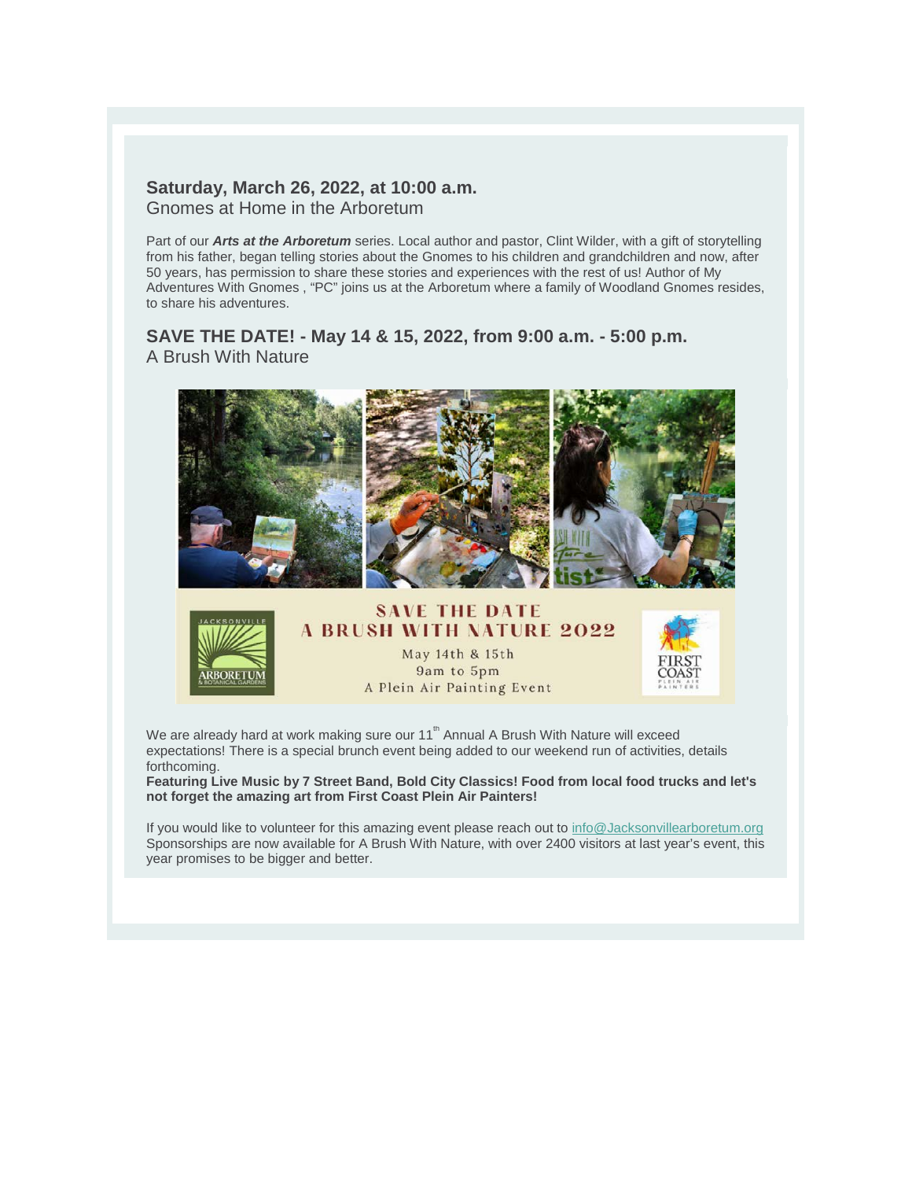**Saturday, March 26, 2022, at 10:00 a.m.**
Gnomes at Home in the Arboretum

Part of our ***Arts at the Arboretum*** series. Local author and pastor, Clint Wilder, with a gift of storytelling from his father, began telling stories about the Gnomes to his children and grandchildren and now, after 50 years, has permission to share these stories and experiences with the rest of us! Author of My Adventures With Gnomes , "PC" joins us at the Arboretum where a family of Woodland Gnomes resides, to share his adventures.

**SAVE THE DATE! - May 14 & 15, 2022, from 9:00 a.m. - 5:00 p.m.**
A Brush With Nature

SAVE THE DATE
A BRUSH WITH NATURE 2022
May 14th & 15th
9am to 5pm
A Plein Air Painting Event

We are already hard at work making sure our 11th Annual A Brush With Nature will exceed expectations! There is a special brunch event being added to our weekend run of activities, details forthcoming.
**Featuring Live Music by 7 Street Band, Bold City Classics! Food from local food trucks and let's not forget the amazing art from First Coast Plein Air Painters!**

If you would like to volunteer for this amazing event please reach out to info@Jacksonvillearboretum.org
Sponsorships are now available for A Brush With Nature, with over 2400 visitors at last year's event, this year promises to be bigger and better.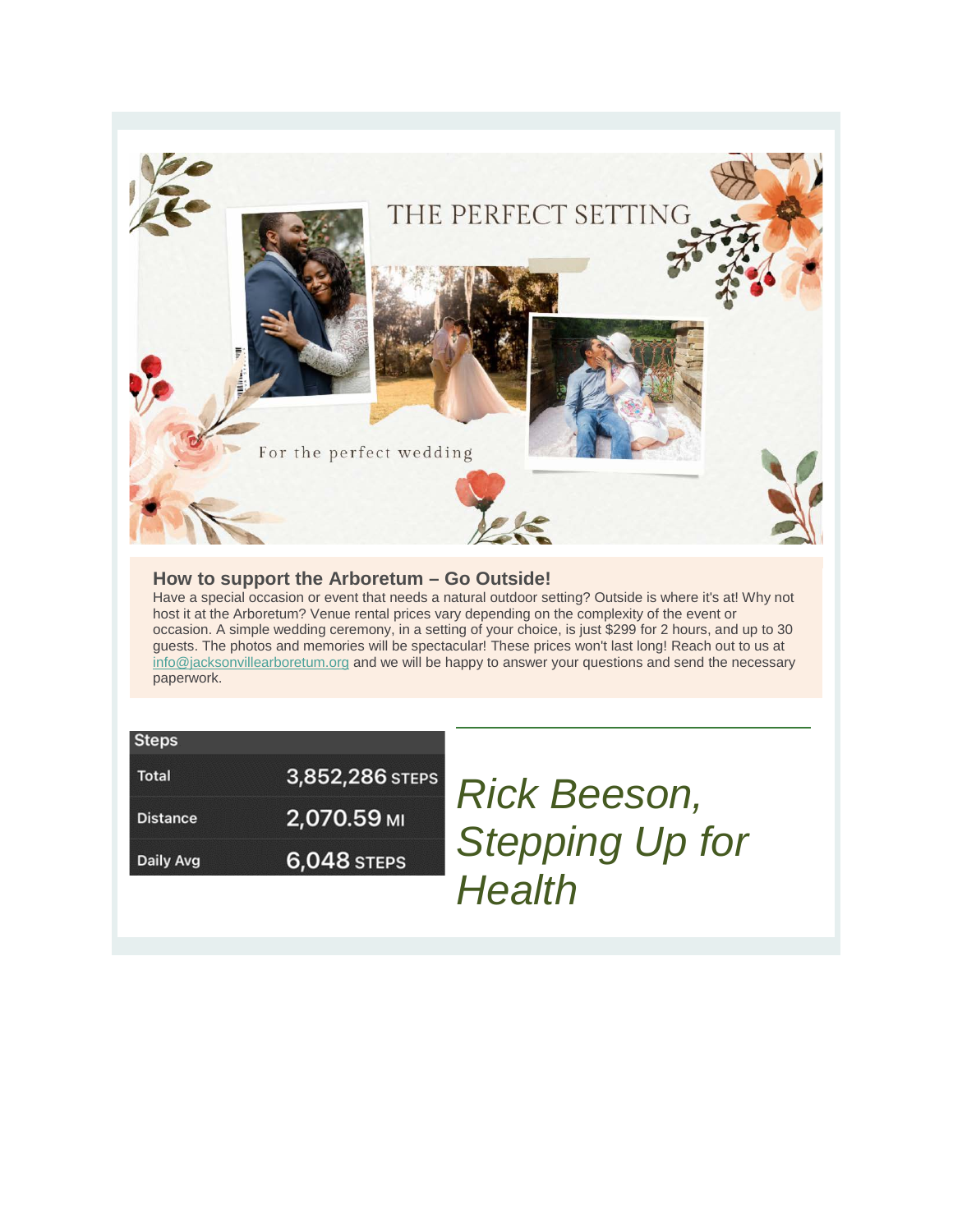THE PERFECT SETTING

For the perfect wedding

### How to support the Arboretum – Go Outside!

Have a special occasion or event that needs a natural outdoor setting? Outside is where it's at! Why not host it at the Arboretum? Venue rental prices vary depending on the complexity of the event or occasion. A simple wedding ceremony, in a setting of your choice, is just $299 for 2 hours, and up to 30 guests. The photos and memories will be spectacular! These prices won't last long! Reach out to us at [info@jacksonvillearboretum.org](mailto:info@jacksonvillearboretum.org) and we will be happy to answer your questions and send the necessary paperwork.

| Steps | |
| --- | --- |
| Total | 3,852,286 STEPS |
| Distance | 2,070.59 MI |
| Daily Avg | 6,048 STEPS |

## *Rick Beeson, Stepping Up for Health*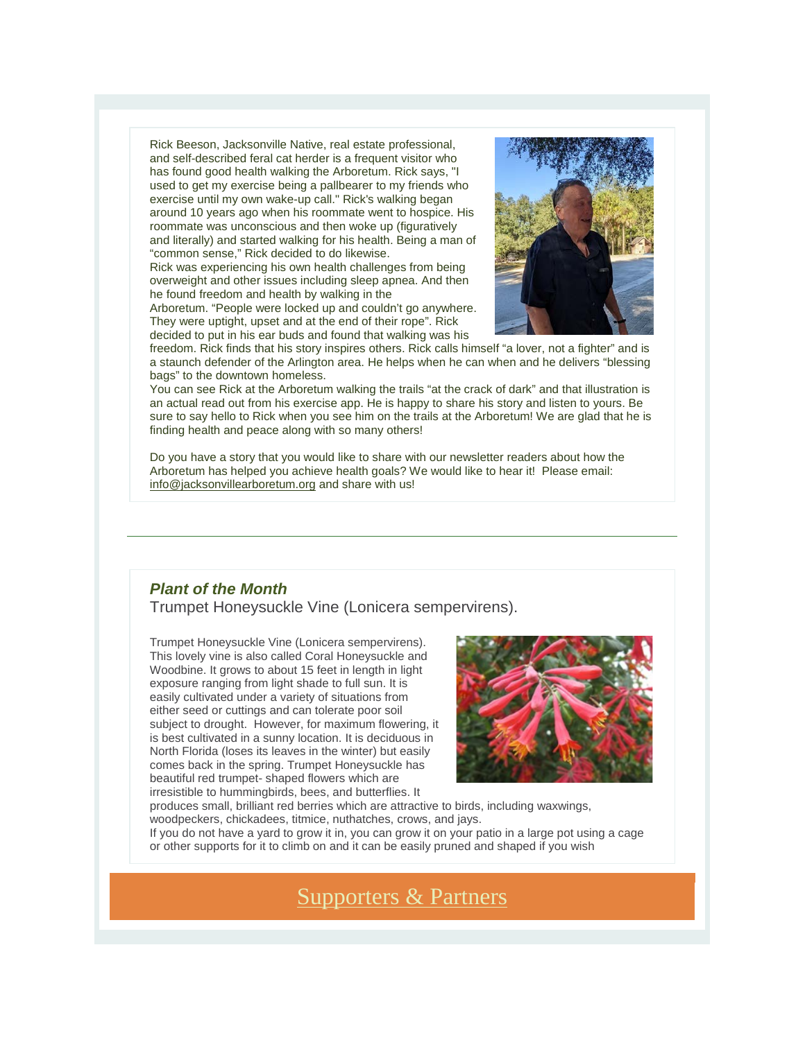Rick Beeson, Jacksonville Native, real estate professional, and self-described feral cat herder is a frequent visitor who has found good health walking the Arboretum. Rick says, "I used to get my exercise being a pallbearer to my friends who exercise until my own wake-up call." Rick's walking began around 10 years ago when his roommate went to hospice. His roommate was unconscious and then woke up (figuratively and literally) and started walking for his health. Being a man of "common sense," Rick decided to do likewise.

Rick was experiencing his own health challenges from being overweight and other issues including sleep apnea. And then he found freedom and health by walking in the Arboretum. "People were locked up and couldn't go anywhere. They were uptight, upset and at the end of their rope". Rick decided to put in his ear buds and found that walking was his freedom. Rick finds that his story inspires others. Rick calls himself "a lover, not a fighter" and is a staunch defender of the Arlington area. He helps when he can when and he delivers "blessing bags" to the downtown homeless.

You can see Rick at the Arboretum walking the trails "at the crack of dark" and that illustration is an actual read out from his exercise app. He is happy to share his story and listen to yours. Be sure to say hello to Rick when you see him on the trails at the Arboretum! We are glad that he is finding health and peace along with so many others!

Do you have a story that you would like to share with our newsletter readers about how the Arboretum has helped you achieve health goals? We would like to hear it! Please email: info@jacksonvillearboretum.org and share with us!

---

### *Plant of the Month*

Trumpet Honeysuckle Vine (Lonicera sempervirens).

Trumpet Honeysuckle Vine (Lonicera sempervirens). This lovely vine is also called Coral Honeysuckle and Woodbine. It grows to about 15 feet in length in light exposure ranging from light shade to full sun. It is easily cultivated under a variety of situations from either seed or cuttings and can tolerate poor soil subject to drought. However, for maximum flowering, it is best cultivated in a sunny location. It is deciduous in North Florida (loses its leaves in the winter) but easily comes back in the spring. Trumpet Honeysuckle has beautiful red trumpet- shaped flowers which are irresistible to hummingbirds, bees, and butterflies. It produces small, brilliant red berries which are attractive to birds, including waxwings, woodpeckers, chickadees, titmice, nuthatches, crows, and jays.

If you do not have a yard to grow it in, you can grow it on your patio in a large pot using a cage or other supports for it to climb on and it can be easily pruned and shaped if you wish

## Supporters & Partners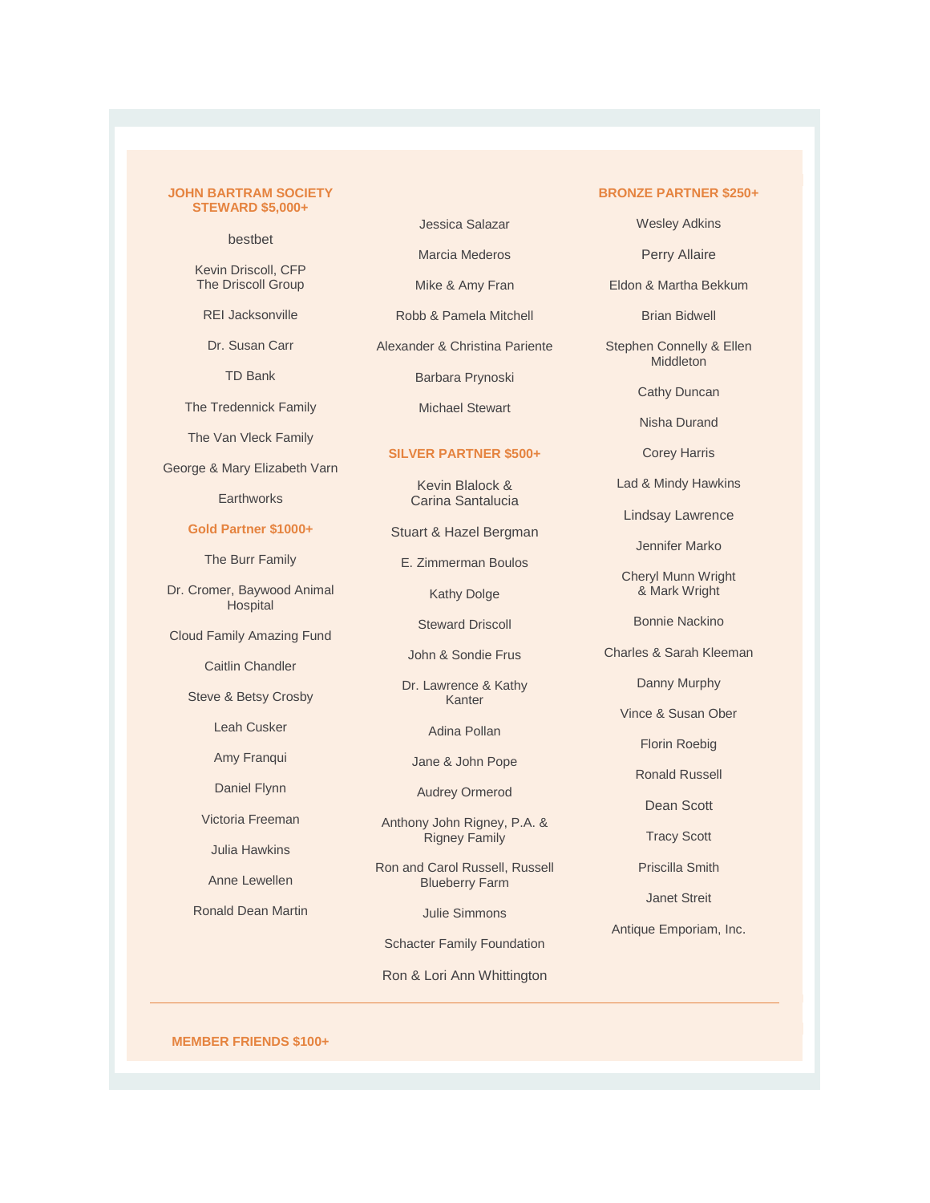## JOHN BARTRAM SOCIETY STEWARD $5,000+

bestbet

Kevin Driscoll, CFP
The Driscoll Group

REI Jacksonville

Dr. Susan Carr

TD Bank

The Tredennick Family

The Van Vleck Family

George & Mary Elizabeth Varn

Earthworks

## Gold Partner $1000+

The Burr Family

Dr. Cromer, Baywood Animal Hospital

Cloud Family Amazing Fund

Caitlin Chandler

Steve & Betsy Crosby

Leah Cusker

Amy Franqui

Daniel Flynn

Victoria Freeman

Julia Hawkins

Anne Lewellen

Ronald Dean Martin

Jessica Salazar

Marcia Mederos

Mike & Amy Fran

Robb & Pamela Mitchell

Alexander & Christina Pariente

Barbara Prynoski

Michael Stewart

## SILVER PARTNER $500+

Kevin Blalock &
Carina Santalucia

Stuart & Hazel Bergman

E. Zimmerman Boulos

Kathy Dolge

Steward Driscoll

John & Sondie Frus

Dr. Lawrence & Kathy Kanter

Adina Pollan

Jane & John Pope

Audrey Ormerod

Anthony John Rigney, P.A. & Rigney Family

Ron and Carol Russell, Russell Blueberry Farm

Julie Simmons

Schacter Family Foundation

Ron & Lori Ann Whittington

## BRONZE PARTNER $250+

Wesley Adkins

Perry Allaire

Eldon & Martha Bekkum

Brian Bidwell

Stephen Connelly & Ellen Middleton

Cathy Duncan

Nisha Durand

Corey Harris

Lad & Mindy Hawkins

Lindsay Lawrence

Jennifer Marko

Cheryl Munn Wright
& Mark Wright

Bonnie Nackino

Charles & Sarah Kleeman

Danny Murphy

Vince & Susan Ober

Florin Roebig

Ronald Russell

Dean Scott

Tracy Scott

Priscilla Smith

Janet Streit

Antique Emporiam, Inc.

---

## MEMBER FRIENDS $100+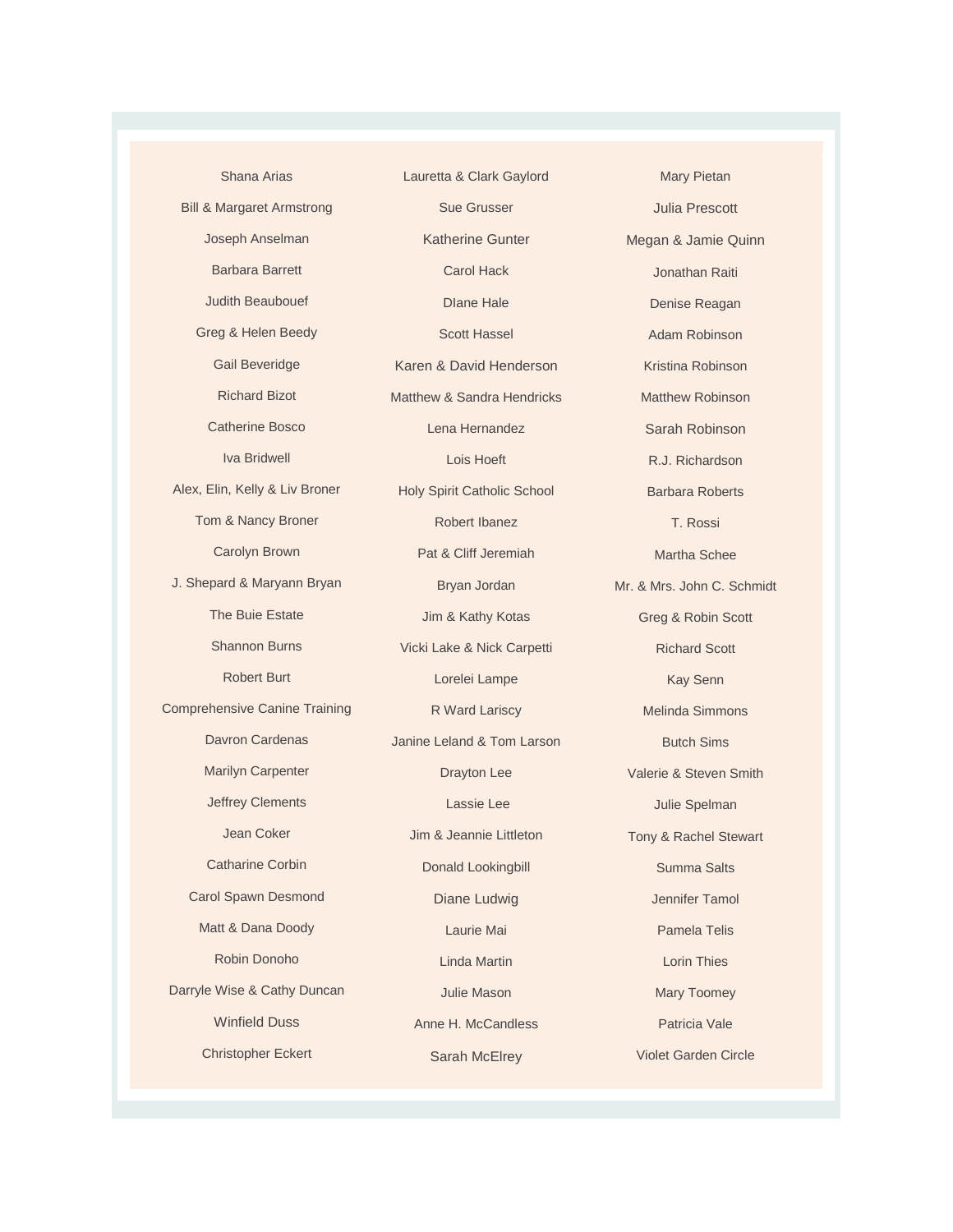Shana Arias

Bill & Margaret Armstrong

Joseph Anselman

Barbara Barrett

Judith Beaubouef

Greg & Helen Beedy

Gail Beveridge

Richard Bizot

Catherine Bosco

Iva Bridwell

Alex, Elin, Kelly & Liv Broner

Tom & Nancy Broner

Carolyn Brown

J. Shepard & Maryann Bryan

The Buie Estate

Shannon Burns

Robert Burt

Comprehensive Canine Training

Davron Cardenas

Marilyn Carpenter

Jeffrey Clements

Jean Coker

Catharine Corbin

Carol Spawn Desmond

Matt & Dana Doody

Robin Donoho

Darryle Wise & Cathy Duncan

Winfield Duss

Christopher Eckert

Lauretta & Clark Gaylord

Sue Grusser

Katherine Gunter

Carol Hack

DIane Hale

Scott Hassel

Karen & David Henderson

Matthew & Sandra Hendricks

Lena Hernandez

Lois Hoeft

Holy Spirit Catholic School

Robert Ibanez

Pat & Cliff Jeremiah

Bryan Jordan

Jim & Kathy Kotas

Vicki Lake & Nick Carpetti

Lorelei Lampe

R Ward Lariscy

Janine Leland & Tom Larson

Drayton Lee

Lassie Lee

Jim & Jeannie Littleton

Donald Lookingbill

Diane Ludwig

Laurie Mai

Linda Martin

Julie Mason

Anne H. McCandless

Sarah McElrey

Mary Pietan

Julia Prescott

Megan & Jamie Quinn

Jonathan Raiti

Denise Reagan

Adam Robinson

Kristina Robinson

Matthew Robinson

Sarah Robinson

R.J. Richardson

Barbara Roberts

T. Rossi

Martha Schee

Mr. & Mrs. John C. Schmidt

Greg & Robin Scott

Richard Scott

Kay Senn

Melinda Simmons

Butch Sims

Valerie & Steven Smith

Julie Spelman

Tony & Rachel Stewart

Summa Salts

Jennifer Tamol

Pamela Telis

Lorin Thies

Mary Toomey

Patricia Vale

Violet Garden Circle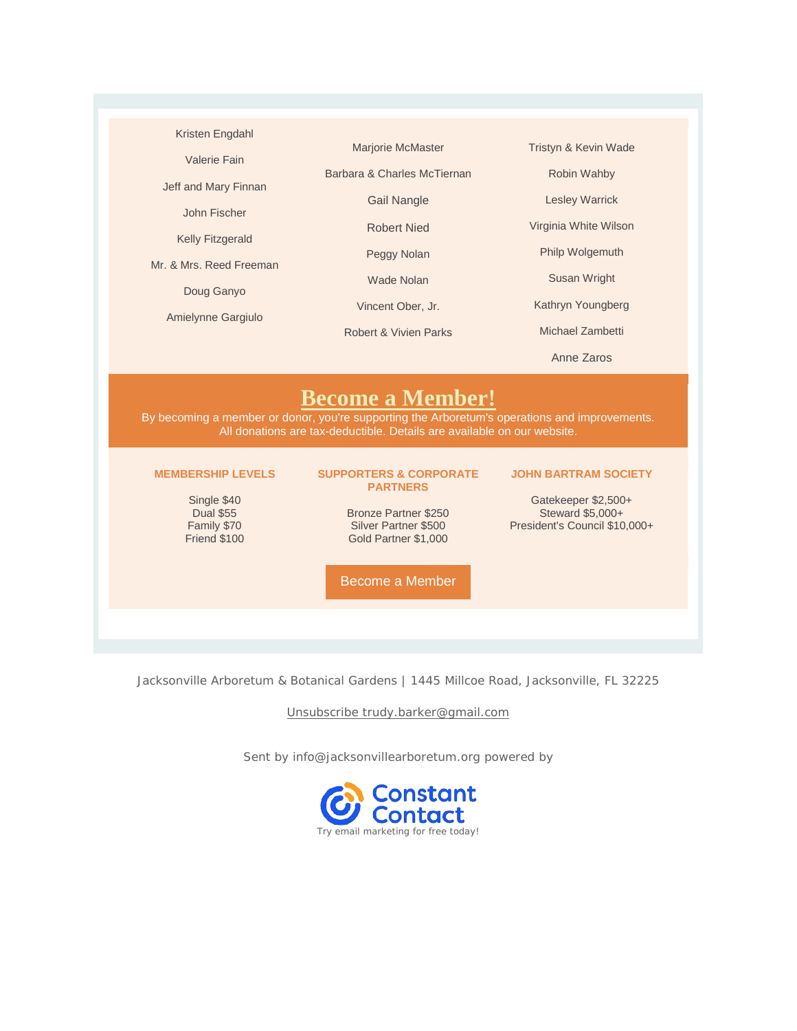Kristen Engdahl

Valerie Fain

Jeff and Mary Finnan

John Fischer

Kelly Fitzgerald

Mr. & Mrs. Reed Freeman

Doug Ganyo

Amielynne Gargiulo

Marjorie McMaster

Barbara & Charles McTiernan

Gail Nangle

Robert Nied

Peggy Nolan

Wade Nolan

Vincent Ober, Jr.

Robert & Vivien Parks

Tristyn & Kevin Wade

Robin Wahby

Lesley Warrick

Virginia White Wilson

Philp Wolgemuth

Susan Wright

Kathryn Youngberg

Michael Zambetti

Anne Zaros

# Become a Member!

By becoming a member or donor, you're supporting the Arboretum's operations and improvements. All donations are tax-deductible. Details are available on our website.

**MEMBERSHIP LEVELS**

Single $40
Dual $55
Family $70
Friend $100

**SUPPORTERS & CORPORATE PARTNERS**

Bronze Partner $250
Silver Partner $500
Gold Partner $1,000

**JOHN BARTRAM SOCIETY**

Gatekeeper $2,500+
Steward $5,000+
President's Council $10,000+

Become a Member

Jacksonville Arboretum & Botanical Gardens | 1445 Millcoe Road, Jacksonville, FL 32225

Unsubscribe trudy.barker@gmail.com

Sent by info@jacksonvillearboretum.org powered by

Constant Contact

Try email marketing for free today!